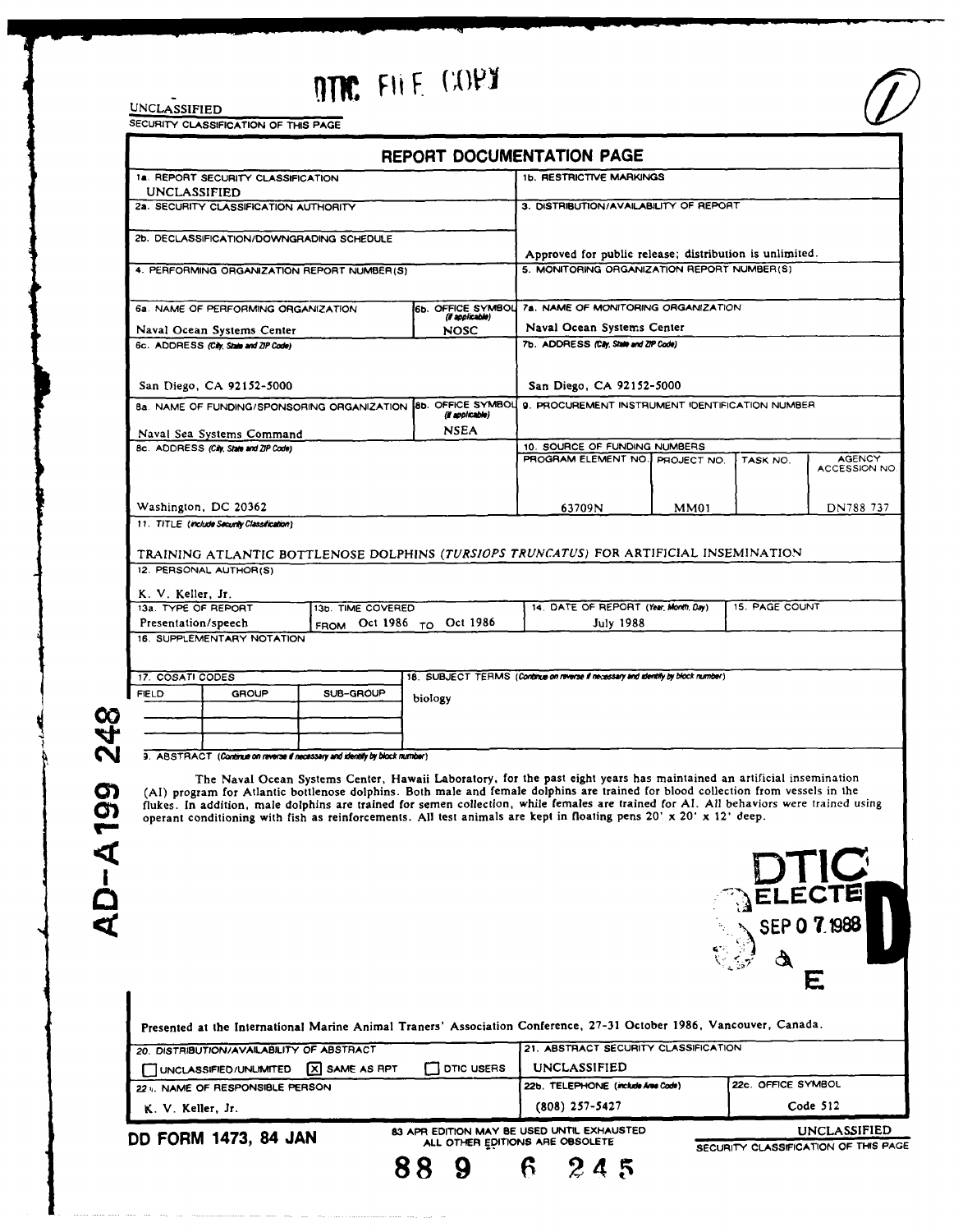DTIC FILE COPY

UNCLASSIFIED
SECURITY CLASSIFICATION OF THIS PAGE

# REPORT DOCUMENTATION PAGE

| | |
|---|---|
| 1a. REPORT SECURITY CLASSIFICATION UNCLASSIFIED | 1b. RESTRICTIVE MARKINGS |
| 2a. SECURITY CLASSIFICATION AUTHORITY | 3. DISTRIBUTION/AVAILABILITY OF REPORT |
| 2b. DECLASSIFICATION/DOWNGRADING SCHEDULE | Approved for public release; distribution is unlimited. |
| 4. PERFORMING ORGANIZATION REPORT NUMBER(S) | 5. MONITORING ORGANIZATION REPORT NUMBER(S) |
| 6a. NAME OF PERFORMING ORGANIZATION: Naval Ocean Systems Center; 6b. OFFICE SYMBOL (if applicable): NOSC | 7a. NAME OF MONITORING ORGANIZATION: Naval Ocean Systems Center |
| 6c. ADDRESS (City, State and ZIP Code): San Diego, CA 92152-5000 | 7b. ADDRESS (City, State and ZIP Code): San Diego, CA 92152-5000 |
| 8a. NAME OF FUNDING/SPONSORING ORGANIZATION: Naval Sea Systems Command; 8b. OFFICE SYMBOL (if applicable): NSEA | 9. PROCUREMENT INSTRUMENT IDENTIFICATION NUMBER |
| 8c. ADDRESS (City, State and ZIP Code): Washington, DC 20362 | 10. SOURCE OF FUNDING NUMBERS |

| PROGRAM ELEMENT NO. | PROJECT NO. | TASK NO. | AGENCY ACCESSION NO. |
|---|---|---|---|
| 63709N | MM01 | | DN788 737 |

11. TITLE (include Security Classification)

TRAINING ATLANTIC BOTTLENOSE DOLPHINS (*TURSIOPS TRUNCATUS*) FOR ARTIFICIAL INSEMINATION

12. PERSONAL AUTHOR(S)

K. V. Keller, Jr.

| 13a. TYPE OF REPORT | 13b. TIME COVERED | 14. DATE OF REPORT (Year, Month, Day) | 15. PAGE COUNT |
|---|---|---|---|
| Presentation/speech | FROM Oct 1986 TO Oct 1986 | July 1988 | |

16. SUPPLEMENTARY NOTATION

| 17. COSATI CODES | | | 18. SUBJECT TERMS (Continue on reverse if necessary and identify by block number) |
|---|---|---|---|
| FIELD | GROUP | SUB-GROUP | biology |

19. ABSTRACT (Continue on reverse if necessary and identify by block number)

The Naval Ocean Systems Center, Hawaii Laboratory, for the past eight years has maintained an artificial insemination (AI) program for Atlantic bottlenose dolphins. Both male and female dolphins are trained for blood collection from vessels in the flukes. In addition, male dolphins are trained for semen collection, while females are trained for AI. All behaviors were trained using operant conditioning with fish as reinforcements. All test animals are kept in floating pens 20' x 20' x 12' deep.

DTIC ELECTE SEP 07 1988 E D

AD-A199 248

Presented at the International Marine Animal Traners' Association Conference, 27-31 October 1986, Vancouver, Canada.

| | | |
|---|---|---|
| 20. DISTRIBUTION/AVAILABILITY OF ABSTRACT: ☐ UNCLASSIFIED/UNLIMITED ☒ SAME AS RPT ☐ DTIC USERS | 21. ABSTRACT SECURITY CLASSIFICATION: UNCLASSIFIED | |
| 22a. NAME OF RESPONSIBLE PERSON: K. V. Keller, Jr. | 22b. TELEPHONE (include Area Code): (808) 257-5427 | 22c. OFFICE SYMBOL: Code 512 |

DD FORM 1473, 84 JAN — 83 APR EDITION MAY BE USED UNTIL EXHAUSTED. ALL OTHER EDITIONS ARE OBSOLETE

UNCLASSIFIED
SECURITY CLASSIFICATION OF THIS PAGE

88 9 6 245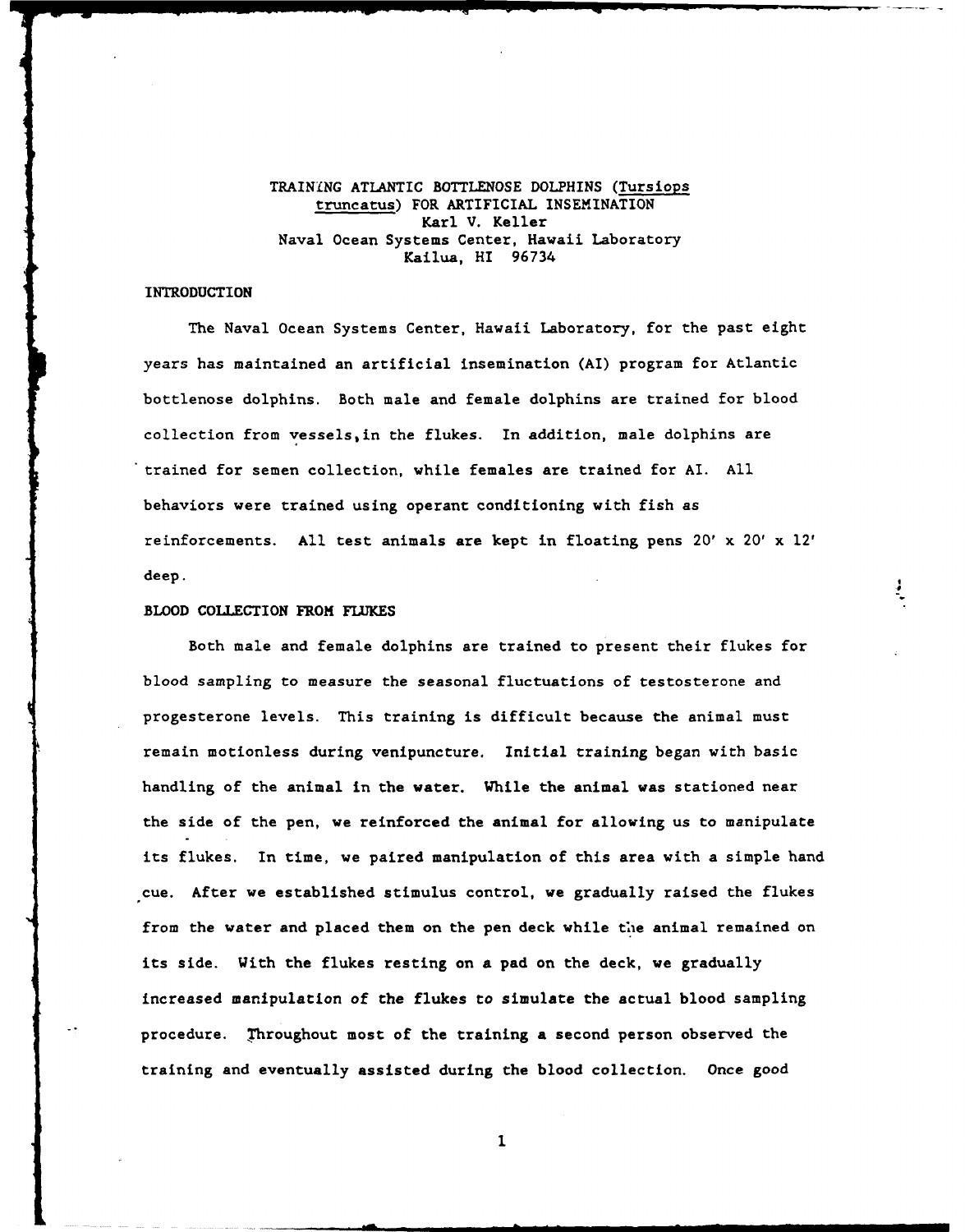# TRAINING ATLANTIC BOTTLENOSE DOLPHINS (*Tursiops truncatus*) FOR ARTIFICIAL INSEMINATION

Karl V. Keller
Naval Ocean Systems Center, Hawaii Laboratory
Kailua, HI 96734

## INTRODUCTION

The Naval Ocean Systems Center, Hawaii Laboratory, for the past eight years has maintained an artificial insemination (AI) program for Atlantic bottlenose dolphins. Both male and female dolphins are trained for blood collection from vessels, in the flukes. In addition, male dolphins are trained for semen collection, while females are trained for AI. All behaviors were trained using operant conditioning with fish as reinforcements. All test animals are kept in floating pens 20' x 20' x 12' deep.

## BLOOD COLLECTION FROM FLUKES

Both male and female dolphins are trained to present their flukes for blood sampling to measure the seasonal fluctuations of testosterone and progesterone levels. This training is difficult because the animal must remain motionless during venipuncture. Initial training began with basic handling of the animal in the water. While the animal was stationed near the side of the pen, we reinforced the animal for allowing us to manipulate its flukes. In time, we paired manipulation of this area with a simple hand cue. After we established stimulus control, we gradually raised the flukes from the water and placed them on the pen deck while the animal remained on its side. With the flukes resting on a pad on the deck, we gradually increased manipulation of the flukes to simulate the actual blood sampling procedure. Throughout most of the training a second person observed the training and eventually assisted during the blood collection. Once good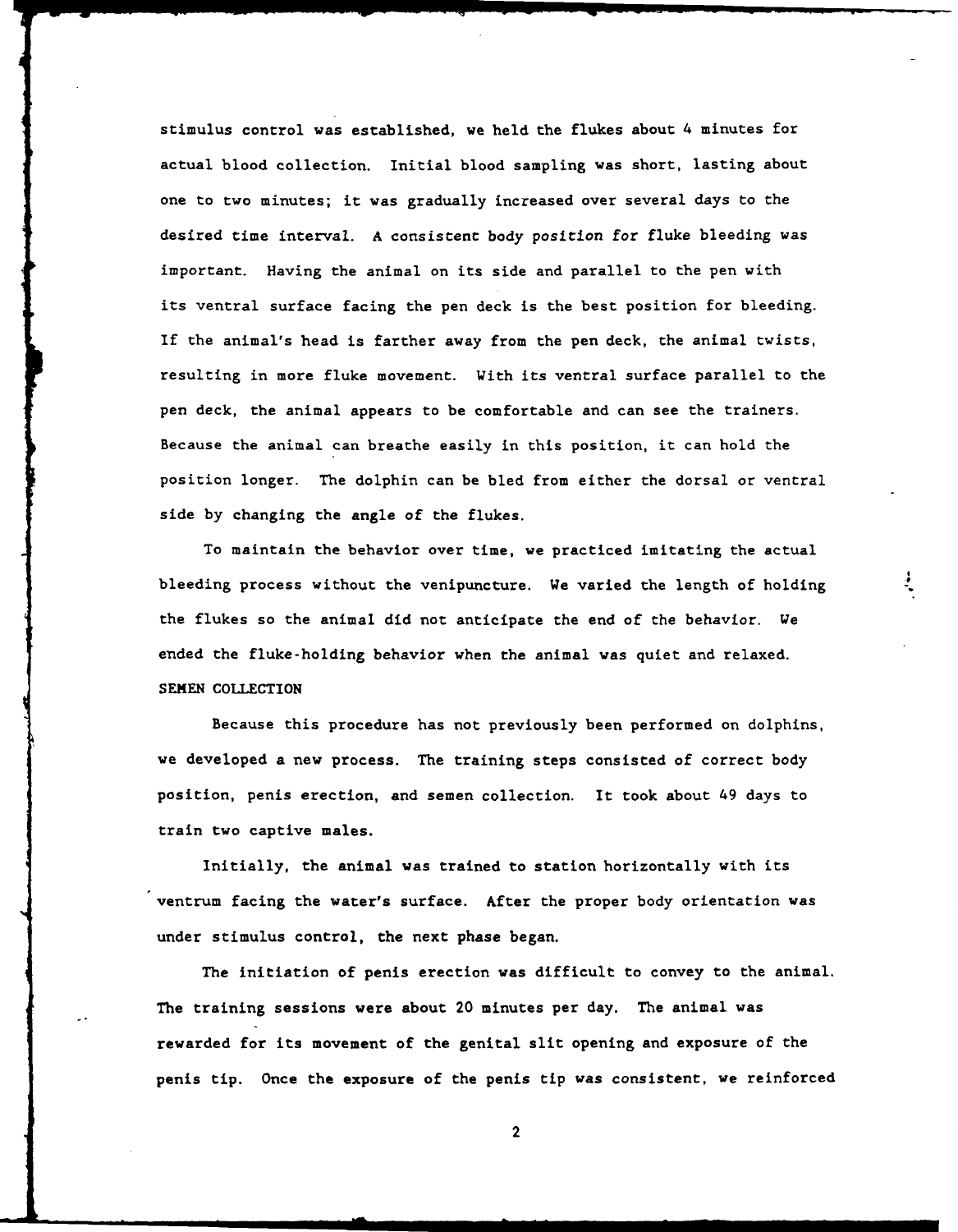stimulus control was established, we held the flukes about 4 minutes for actual blood collection. Initial blood sampling was short, lasting about one to two minutes; it was gradually increased over several days to the desired time interval. A consistent body position for fluke bleeding was important. Having the animal on its side and parallel to the pen with its ventral surface facing the pen deck is the best position for bleeding. If the animal's head is farther away from the pen deck, the animal twists, resulting in more fluke movement. With its ventral surface parallel to the pen deck, the animal appears to be comfortable and can see the trainers. Because the animal can breathe easily in this position, it can hold the position longer. The dolphin can be bled from either the dorsal or ventral side by changing the angle of the flukes.

To maintain the behavior over time, we practiced imitating the actual bleeding process without the venipuncture. We varied the length of holding the flukes so the animal did not anticipate the end of the behavior. We ended the fluke-holding behavior when the animal was quiet and relaxed.

## SEMEN COLLECTION

Because this procedure has not previously been performed on dolphins, we developed a new process. The training steps consisted of correct body position, penis erection, and semen collection. It took about 49 days to train two captive males.

Initially, the animal was trained to station horizontally with its ventrum facing the water's surface. After the proper body orientation was under stimulus control, the next phase began.

The initiation of penis erection was difficult to convey to the animal. The training sessions were about 20 minutes per day. The animal was rewarded for its movement of the genital slit opening and exposure of the penis tip. Once the exposure of the penis tip was consistent, we reinforced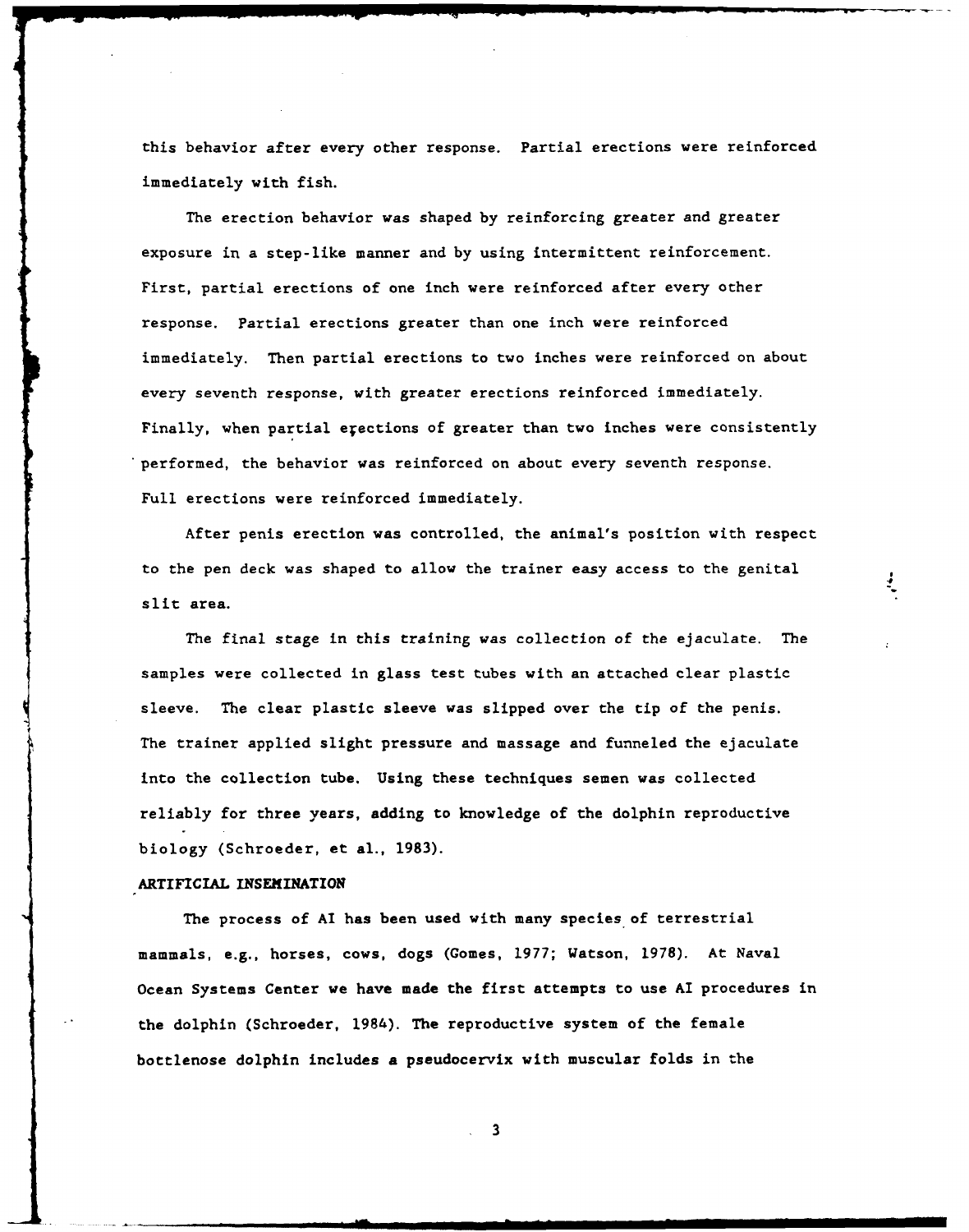this behavior after every other response. Partial erections were reinforced immediately with fish.

The erection behavior was shaped by reinforcing greater and greater exposure in a step-like manner and by using intermittent reinforcement. First, partial erections of one inch were reinforced after every other response. Partial erections greater than one inch were reinforced immediately. Then partial erections to two inches were reinforced on about every seventh response, with greater erections reinforced immediately. Finally, when partial erections of greater than two inches were consistently performed, the behavior was reinforced on about every seventh response. Full erections were reinforced immediately.

After penis erection was controlled, the animal's position with respect to the pen deck was shaped to allow the trainer easy access to the genital slit area.

The final stage in this training was collection of the ejaculate. The samples were collected in glass test tubes with an attached clear plastic sleeve. The clear plastic sleeve was slipped over the tip of the penis. The trainer applied slight pressure and massage and funneled the ejaculate into the collection tube. Using these techniques semen was collected reliably for three years, adding to knowledge of the dolphin reproductive biology (Schroeder, et al., 1983).

**ARTIFICIAL INSEMINATION**

The process of AI has been used with many species of terrestrial mammals, e.g., horses, cows, dogs (Gomes, 1977; Watson, 1978). At Naval Ocean Systems Center we have made the first attempts to use AI procedures in the dolphin (Schroeder, 1984). The reproductive system of the female bottlenose dolphin includes a pseudocervix with muscular folds in the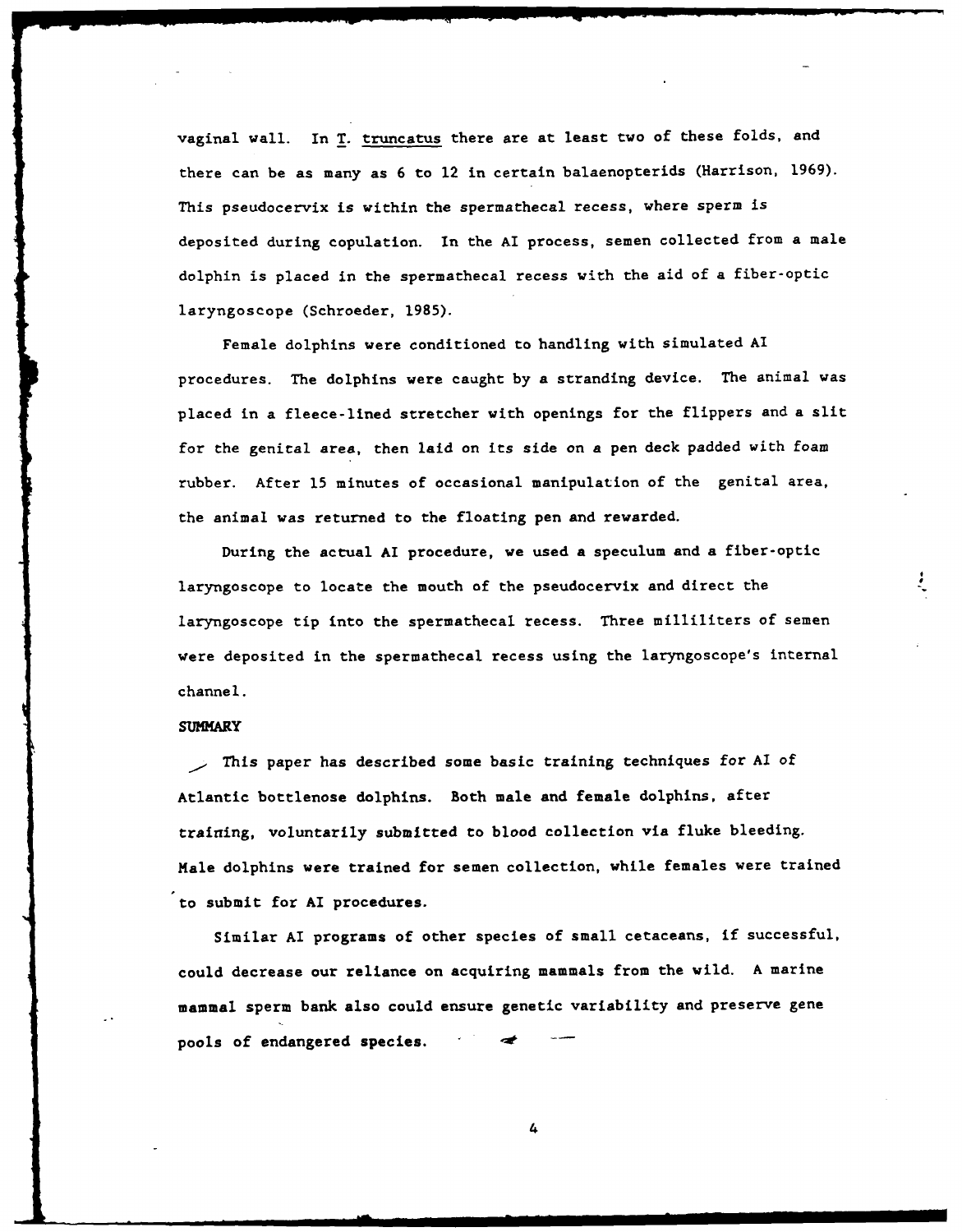vaginal wall. In *T. truncatus* there are at least two of these folds, and there can be as many as 6 to 12 in certain balaenopterids (Harrison, 1969). This pseudocervix is within the spermathecal recess, where sperm is deposited during copulation. In the AI process, semen collected from a male dolphin is placed in the spermathecal recess with the aid of a fiber-optic laryngoscope (Schroeder, 1985).

Female dolphins were conditioned to handling with simulated AI procedures. The dolphins were caught by a stranding device. The animal was placed in a fleece-lined stretcher with openings for the flippers and a slit for the genital area, then laid on its side on a pen deck padded with foam rubber. After 15 minutes of occasional manipulation of the genital area, the animal was returned to the floating pen and rewarded.

During the actual AI procedure, we used a speculum and a fiber-optic laryngoscope to locate the mouth of the pseudocervix and direct the laryngoscope tip into the spermathecal recess. Three milliliters of semen were deposited in the spermathecal recess using the laryngoscope's internal channel.

## SUMMARY

This paper has described some basic training techniques for AI of Atlantic bottlenose dolphins. Both male and female dolphins, after training, voluntarily submitted to blood collection via fluke bleeding. Male dolphins were trained for semen collection, while females were trained to submit for AI procedures.

Similar AI programs of other species of small cetaceans, if successful, could decrease our reliance on acquiring mammals from the wild. A marine mammal sperm bank also could ensure genetic variability and preserve gene pools of endangered species.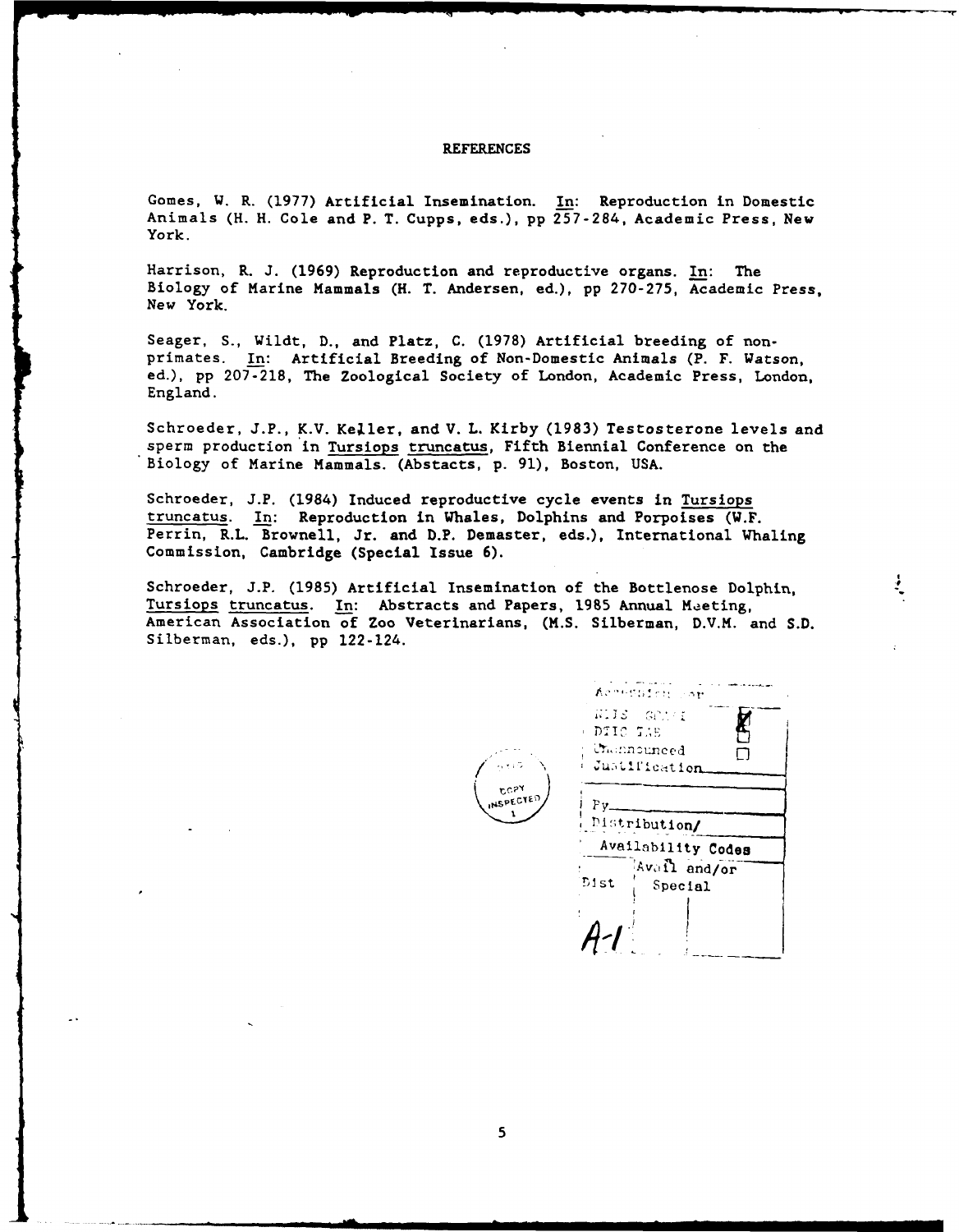# REFERENCES

Gomes, W. R. (1977) Artificial Insemination. In: Reproduction in Domestic Animals (H. H. Cole and P. T. Cupps, eds.), pp 257-284, Academic Press, New York.

Harrison, R. J. (1969) Reproduction and reproductive organs. In: The Biology of Marine Mammals (H. T. Andersen, ed.), pp 270-275, Academic Press, New York.

Seager, S., Wildt, D., and Platz, C. (1978) Artificial breeding of non-primates. In: Artificial Breeding of Non-Domestic Animals (P. F. Watson, ed.), pp 207-218, The Zoological Society of London, Academic Press, London, England.

Schroeder, J.P., K.V. Keller, and V. L. Kirby (1983) Testosterone levels and sperm production in Tursiops truncatus, Fifth Biennial Conference on the Biology of Marine Mammals. (Abstacts, p. 91), Boston, USA.

Schroeder, J.P. (1984) Induced reproductive cycle events in Tursiops truncatus. In: Reproduction in Whales, Dolphins and Porpoises (W.F. Perrin, R.L. Brownell, Jr. and D.P. Demaster, eds.), International Whaling Commission, Cambridge (Special Issue 6).

Schroeder, J.P. (1985) Artificial Insemination of the Bottlenose Dolphin, Tursiops truncatus. In: Abstracts and Papers, 1985 Annual Meeting, American Association of Zoo Veterinarians, (M.S. Silberman, D.V.M. and S.D. Silberman, eds.), pp 122-124.

| Accession For | |
|---|---|
| NTIS GRA&I | X |
| DTIC TAB | ☐ |
| Unannounced | ☐ |
| Justification | |
| By | |
| Distribution/ | |
| Availability Codes | |
| Dist | Avail and/or Special |
| A-1 | |

DTIC COPY INSPECTED 1